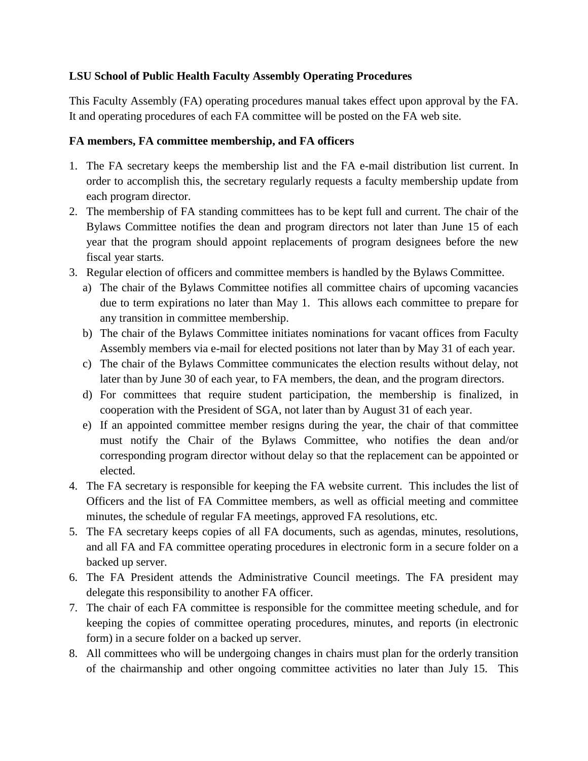**LSU School of Public Health Faculty Assembly Operating Procedures**

This Faculty Assembly (FA) operating procedures manual takes effect upon approval by the FA. It and operating procedures of each FA committee will be posted on the FA web site.

**FA members, FA committee membership, and FA officers**

1. The FA secretary keeps the membership list and the FA e-mail distribution list current. In order to accomplish this, the secretary regularly requests a faculty membership update from each program director.
2. The membership of FA standing committees has to be kept full and current. The chair of the Bylaws Committee notifies the dean and program directors not later than June 15 of each year that the program should appoint replacements of program designees before the new fiscal year starts.
3. Regular election of officers and committee members is handled by the Bylaws Committee.
   a) The chair of the Bylaws Committee notifies all committee chairs of upcoming vacancies due to term expirations no later than May 1. This allows each committee to prepare for any transition in committee membership.
   b) The chair of the Bylaws Committee initiates nominations for vacant offices from Faculty Assembly members via e-mail for elected positions not later than by May 31 of each year.
   c) The chair of the Bylaws Committee communicates the election results without delay, not later than by June 30 of each year, to FA members, the dean, and the program directors.
   d) For committees that require student participation, the membership is finalized, in cooperation with the President of SGA, not later than by August 31 of each year.
   e) If an appointed committee member resigns during the year, the chair of that committee must notify the Chair of the Bylaws Committee, who notifies the dean and/or corresponding program director without delay so that the replacement can be appointed or elected.
4. The FA secretary is responsible for keeping the FA website current. This includes the list of Officers and the list of FA Committee members, as well as official meeting and committee minutes, the schedule of regular FA meetings, approved FA resolutions, etc.
5. The FA secretary keeps copies of all FA documents, such as agendas, minutes, resolutions, and all FA and FA committee operating procedures in electronic form in a secure folder on a backed up server.
6. The FA President attends the Administrative Council meetings. The FA president may delegate this responsibility to another FA officer.
7. The chair of each FA committee is responsible for the committee meeting schedule, and for keeping the copies of committee operating procedures, minutes, and reports (in electronic form) in a secure folder on a backed up server.
8. All committees who will be undergoing changes in chairs must plan for the orderly transition of the chairmanship and other ongoing committee activities no later than July 15. This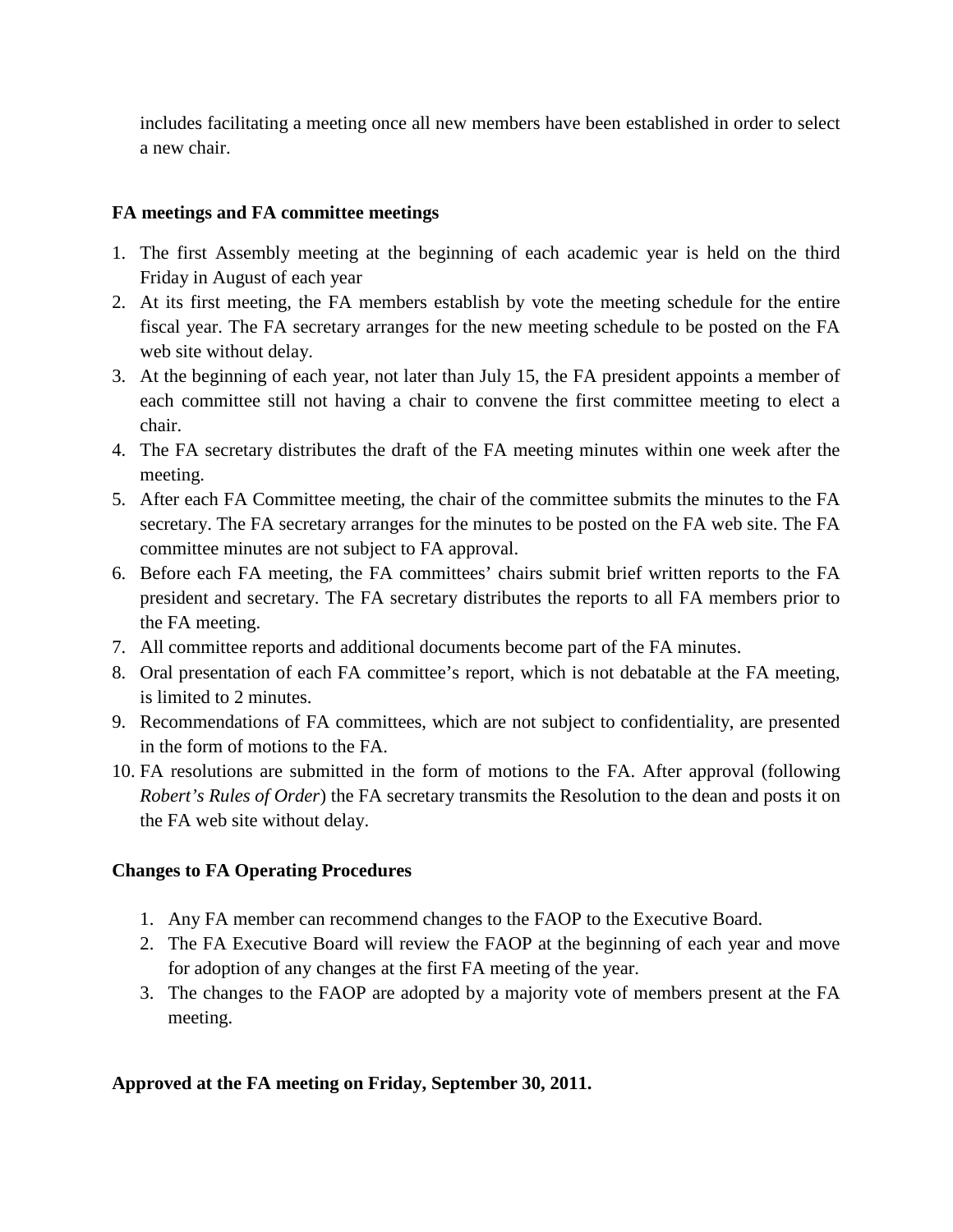includes facilitating a meeting once all new members have been established in order to select a new chair.

**FA meetings and FA committee meetings**

1. The first Assembly meeting at the beginning of each academic year is held on the third Friday in August of each year
2. At its first meeting, the FA members establish by vote the meeting schedule for the entire fiscal year. The FA secretary arranges for the new meeting schedule to be posted on the FA web site without delay.
3. At the beginning of each year, not later than July 15, the FA president appoints a member of each committee still not having a chair to convene the first committee meeting to elect a chair.
4. The FA secretary distributes the draft of the FA meeting minutes within one week after the meeting.
5. After each FA Committee meeting, the chair of the committee submits the minutes to the FA secretary. The FA secretary arranges for the minutes to be posted on the FA web site. The FA committee minutes are not subject to FA approval.
6. Before each FA meeting, the FA committees' chairs submit brief written reports to the FA president and secretary. The FA secretary distributes the reports to all FA members prior to the FA meeting.
7. All committee reports and additional documents become part of the FA minutes.
8. Oral presentation of each FA committee's report, which is not debatable at the FA meeting, is limited to 2 minutes.
9. Recommendations of FA committees, which are not subject to confidentiality, are presented in the form of motions to the FA.
10. FA resolutions are submitted in the form of motions to the FA. After approval (following *Robert's Rules of Order*) the FA secretary transmits the Resolution to the dean and posts it on the FA web site without delay.

**Changes to FA Operating Procedures**

1. Any FA member can recommend changes to the FAOP to the Executive Board.
2. The FA Executive Board will review the FAOP at the beginning of each year and move for adoption of any changes at the first FA meeting of the year.
3. The changes to the FAOP are adopted by a majority vote of members present at the FA meeting.

**Approved at the FA meeting on Friday, September 30, 2011.**